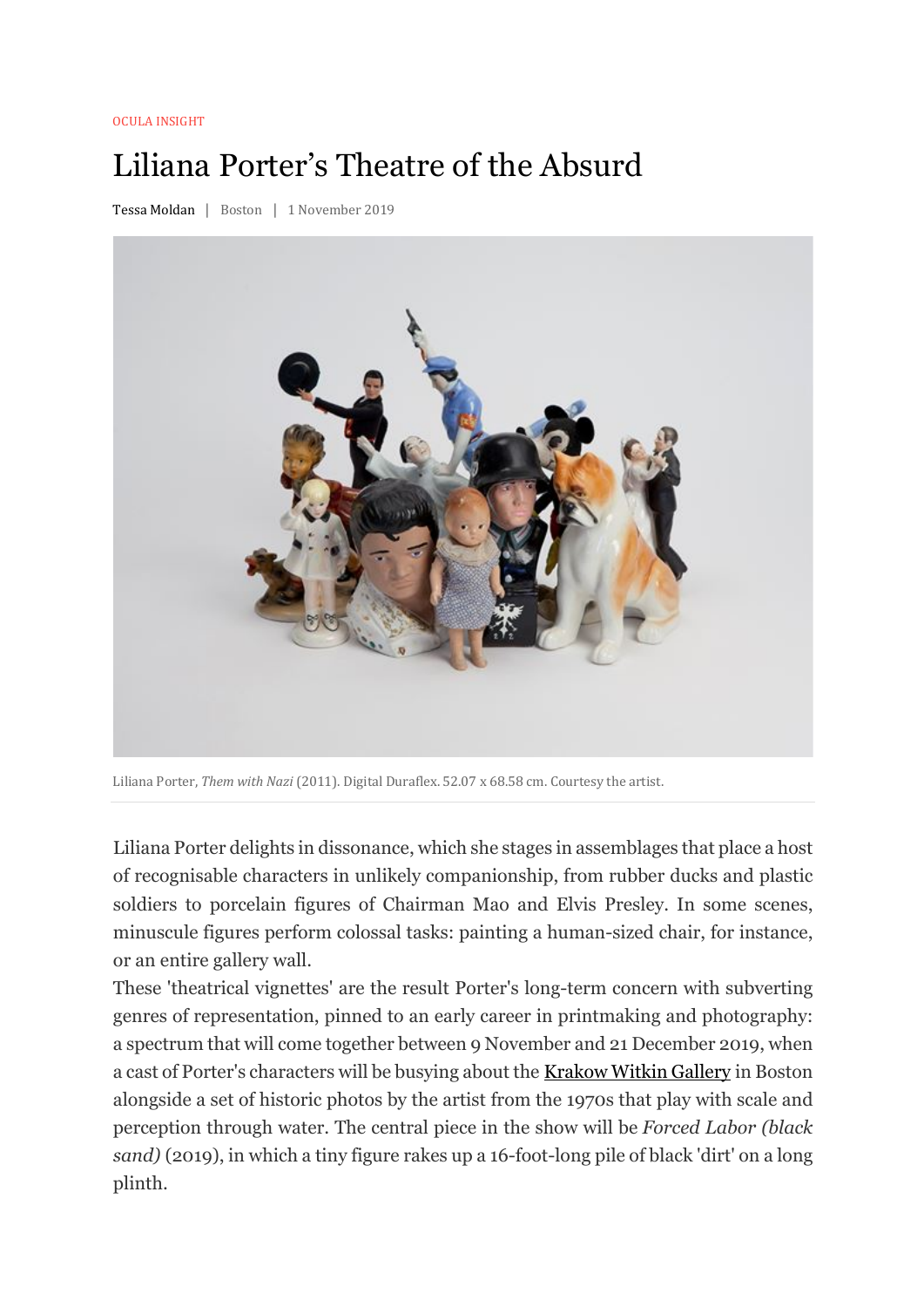OCULA INSIGHT

# Liliana Porter's Theatre of the Absurd

Tessa Moldan | Boston | 1 November 2019

Liliana Porter, *Them with Nazi* (2011). Digital Duraflex. 52.07 x 68.58 cm. Courtesy the artist.

Liliana Porter delights in dissonance, which she stages in assemblages that place a host of recognisable characters in unlikely companionship, from rubber ducks and plastic soldiers to porcelain figures of Chairman Mao and Elvis Presley. In some scenes, minuscule figures perform colossal tasks: painting a human-sized chair, for instance, or an entire gallery wall.

These 'theatrical vignettes' are the result Porter's long-term concern with subverting genres of representation, pinned to an early career in printmaking and photography: a spectrum that will come together between 9 November and 21 December 2019, when a cast of Porter's characters will be busying about the Krakow Witkin Gallery in Boston alongside a set of historic photos by the artist from the 1970s that play with scale and perception through water. The central piece in the show will be *Forced Labor (black sand)* (2019), in which a tiny figure rakes up a 16-foot-long pile of black 'dirt' on a long plinth.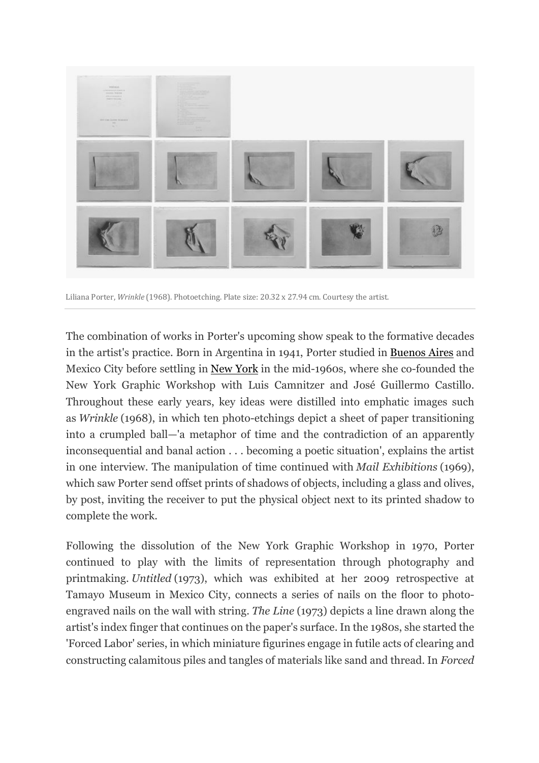Liliana Porter, *Wrinkle* (1968). Photoetching. Plate size: 20.32 x 27.94 cm. Courtesy the artist.

The combination of works in Porter's upcoming show speak to the formative decades in the artist's practice. Born in Argentina in 1941, Porter studied in Buenos Aires and Mexico City before settling in New York in the mid-1960s, where she co-founded the New York Graphic Workshop with Luis Camnitzer and José Guillermo Castillo. Throughout these early years, key ideas were distilled into emphatic images such as *Wrinkle* (1968), in which ten photo-etchings depict a sheet of paper transitioning into a crumpled ball—'a metaphor of time and the contradiction of an apparently inconsequential and banal action . . . becoming a poetic situation', explains the artist in one interview. The manipulation of time continued with *Mail Exhibitions* (1969), which saw Porter send offset prints of shadows of objects, including a glass and olives, by post, inviting the receiver to put the physical object next to its printed shadow to complete the work.

Following the dissolution of the New York Graphic Workshop in 1970, Porter continued to play with the limits of representation through photography and printmaking. *Untitled* (1973), which was exhibited at her 2009 retrospective at Tamayo Museum in Mexico City, connects a series of nails on the floor to photo-engraved nails on the wall with string. *The Line* (1973) depicts a line drawn along the artist's index finger that continues on the paper's surface. In the 1980s, she started the 'Forced Labor' series, in which miniature figurines engage in futile acts of clearing and constructing calamitous piles and tangles of materials like sand and thread. In *Forced*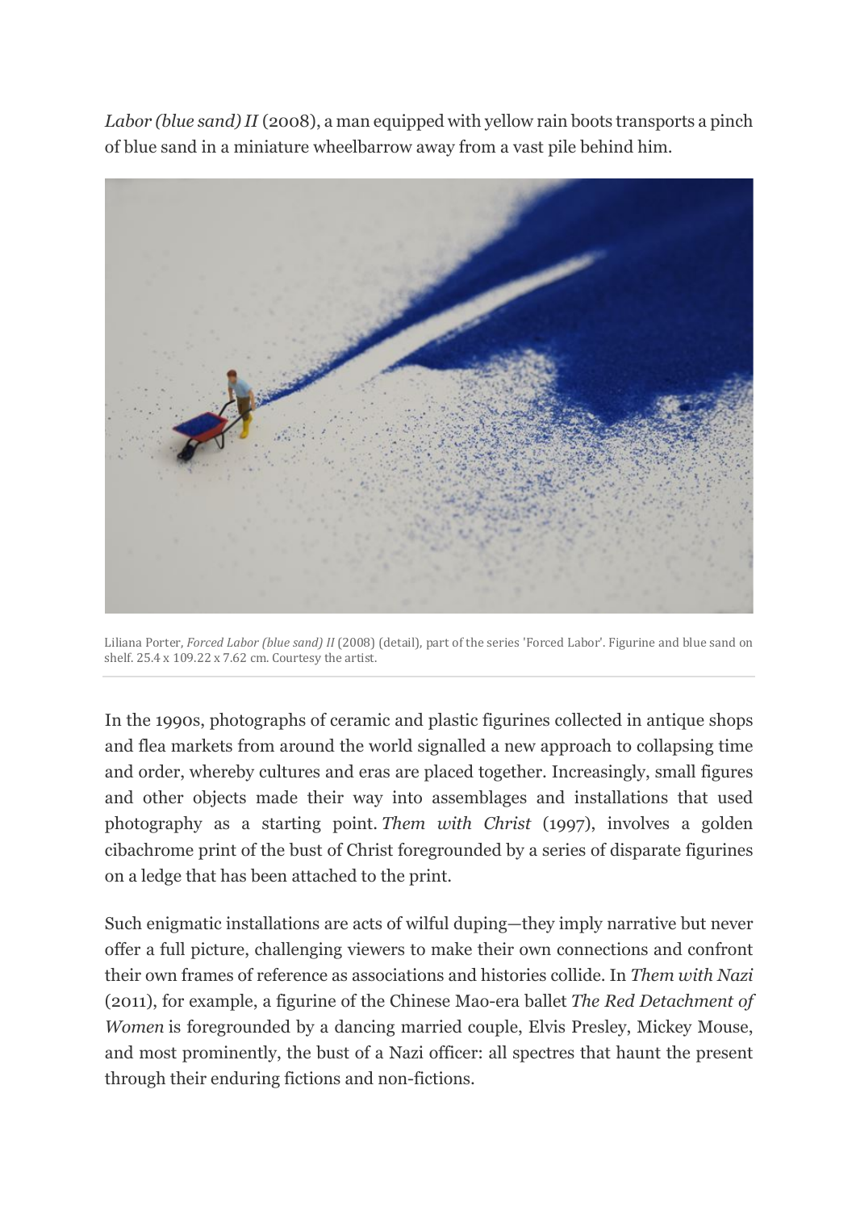*Labor (blue sand) II* (2008), a man equipped with yellow rain boots transports a pinch of blue sand in a miniature wheelbarrow away from a vast pile behind him.

Liliana Porter, *Forced Labor (blue sand) II* (2008) (detail), part of the series 'Forced Labor'. Figurine and blue sand on shelf. 25.4 x 109.22 x 7.62 cm. Courtesy the artist.

In the 1990s, photographs of ceramic and plastic figurines collected in antique shops and flea markets from around the world signalled a new approach to collapsing time and order, whereby cultures and eras are placed together. Increasingly, small figures and other objects made their way into assemblages and installations that used photography as a starting point. *Them with Christ* (1997), involves a golden cibachrome print of the bust of Christ foregrounded by a series of disparate figurines on a ledge that has been attached to the print.

Such enigmatic installations are acts of wilful duping—they imply narrative but never offer a full picture, challenging viewers to make their own connections and confront their own frames of reference as associations and histories collide. In *Them with Nazi* (2011), for example, a figurine of the Chinese Mao-era ballet *The Red Detachment of Women* is foregrounded by a dancing married couple, Elvis Presley, Mickey Mouse, and most prominently, the bust of a Nazi officer: all spectres that haunt the present through their enduring fictions and non-fictions.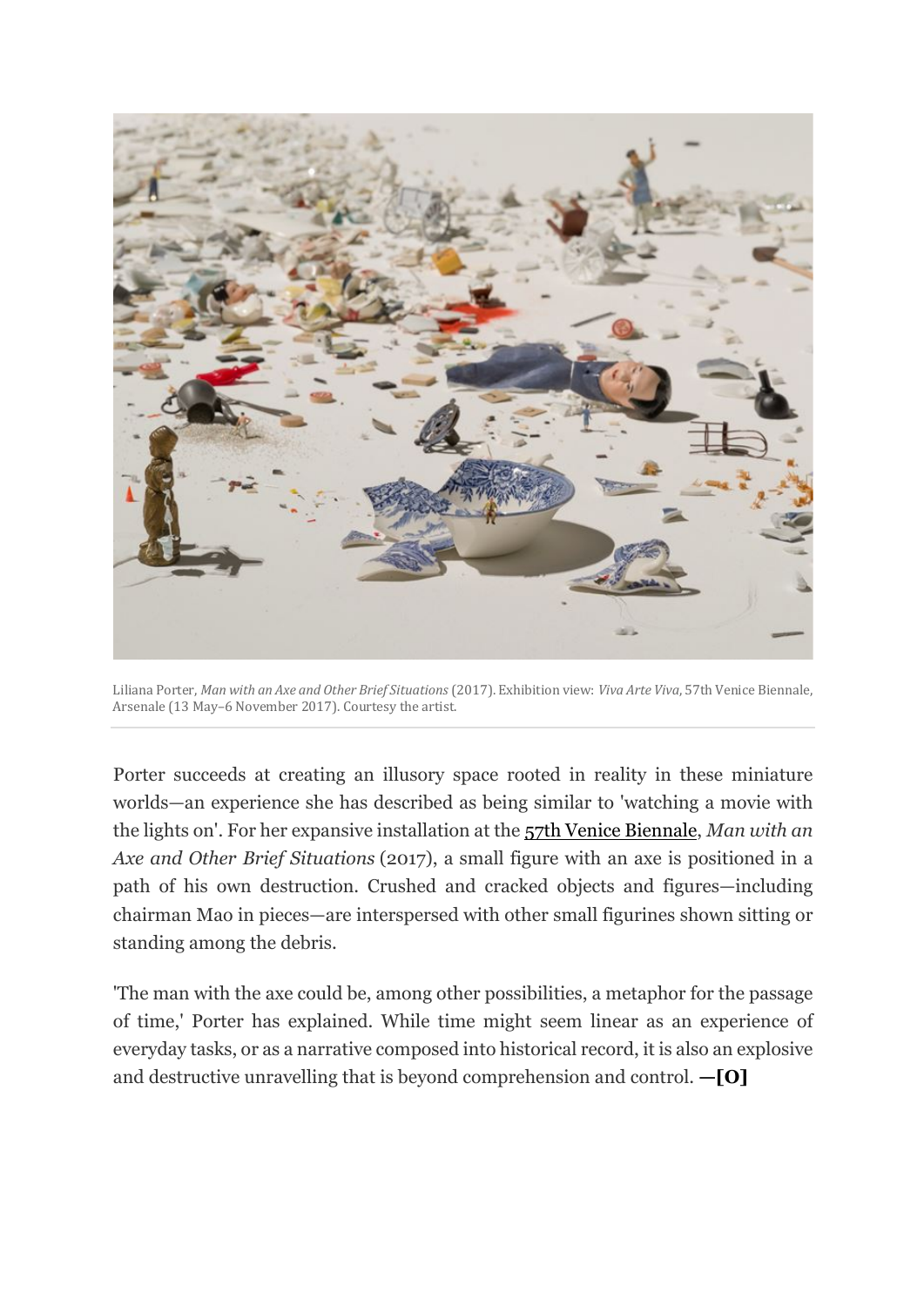Liliana Porter, *Man with an Axe and Other Brief Situations* (2017). Exhibition view: *Viva Arte Viva*, 57th Venice Biennale, Arsenale (13 May–6 November 2017). Courtesy the artist.

Porter succeeds at creating an illusory space rooted in reality in these miniature worlds—an experience she has described as being similar to 'watching a movie with the lights on'. For her expansive installation at the 57th Venice Biennale, *Man with an Axe and Other Brief Situations* (2017), a small figure with an axe is positioned in a path of his own destruction. Crushed and cracked objects and figures—including chairman Mao in pieces—are interspersed with other small figurines shown sitting or standing among the debris.

'The man with the axe could be, among other possibilities, a metaphor for the passage of time,' Porter has explained. While time might seem linear as an experience of everyday tasks, or as a narrative composed into historical record, it is also an explosive and destructive unravelling that is beyond comprehension and control. **—[O]**